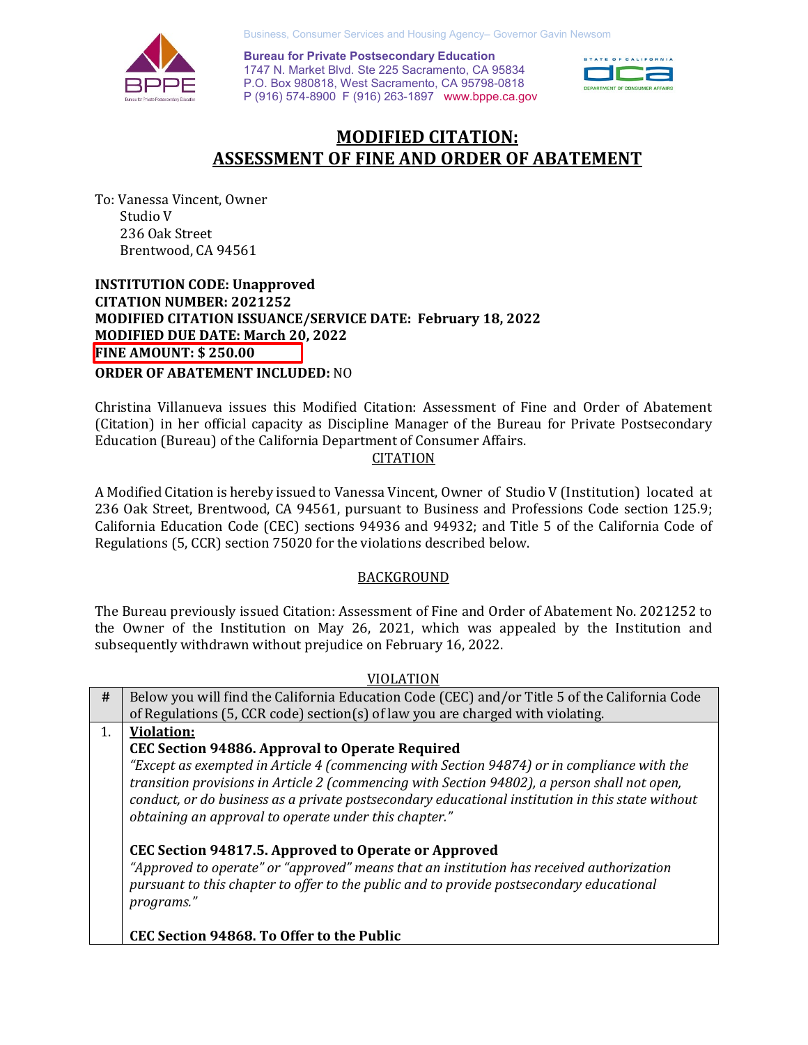Business, Consumer Services and Housing Agency– Governor Gavin Newsom

**Bureau for Private Postsecondary Education**
1747 N. Market Blvd. Ste 225 Sacramento, CA 95834
P.O. Box 980818, West Sacramento, CA 95798-0818
P (916) 574-8900 F (916) 263-1897 www.bppe.ca.gov

# MODIFIED CITATION: ASSESSMENT OF FINE AND ORDER OF ABATEMENT

To: Vanessa Vincent, Owner
Studio V
236 Oak Street
Brentwood, CA 94561

**INSTITUTION CODE: Unapproved**
**CITATION NUMBER: 2021252**
**MODIFIED CITATION ISSUANCE/SERVICE DATE: February 18, 2022**
**MODIFIED DUE DATE: March 20, 2022**
**FINE AMOUNT: $ 250.00**
**ORDER OF ABATEMENT INCLUDED:** NO

Christina Villanueva issues this Modified Citation: Assessment of Fine and Order of Abatement (Citation) in her official capacity as Discipline Manager of the Bureau for Private Postsecondary Education (Bureau) of the California Department of Consumer Affairs.

## CITATION

A Modified Citation is hereby issued to Vanessa Vincent, Owner of Studio V (Institution) located at 236 Oak Street, Brentwood, CA 94561, pursuant to Business and Professions Code section 125.9; California Education Code (CEC) sections 94936 and 94932; and Title 5 of the California Code of Regulations (5, CCR) section 75020 for the violations described below.

## BACKGROUND

The Bureau previously issued Citation: Assessment of Fine and Order of Abatement No. 2021252 to the Owner of the Institution on May 26, 2021, which was appealed by the Institution and subsequently withdrawn without prejudice on February 16, 2022.

## VIOLATION

| # | Below you will find the California Education Code (CEC) and/or Title 5 of the California Code of Regulations (5, CCR code) section(s) of law you are charged with violating. |
|---|---|
| 1. | **Violation:** <br> **CEC Section 94886. Approval to Operate Required** <br> *"Except as exempted in Article 4 (commencing with Section 94874) or in compliance with the transition provisions in Article 2 (commencing with Section 94802), a person shall not open, conduct, or do business as a private postsecondary educational institution in this state without obtaining an approval to operate under this chapter."* <br><br> **CEC Section 94817.5. Approved to Operate or Approved** <br> *"Approved to operate" or "approved" means that an institution has received authorization pursuant to this chapter to offer to the public and to provide postsecondary educational programs."* <br><br> **CEC Section 94868. To Offer to the Public** |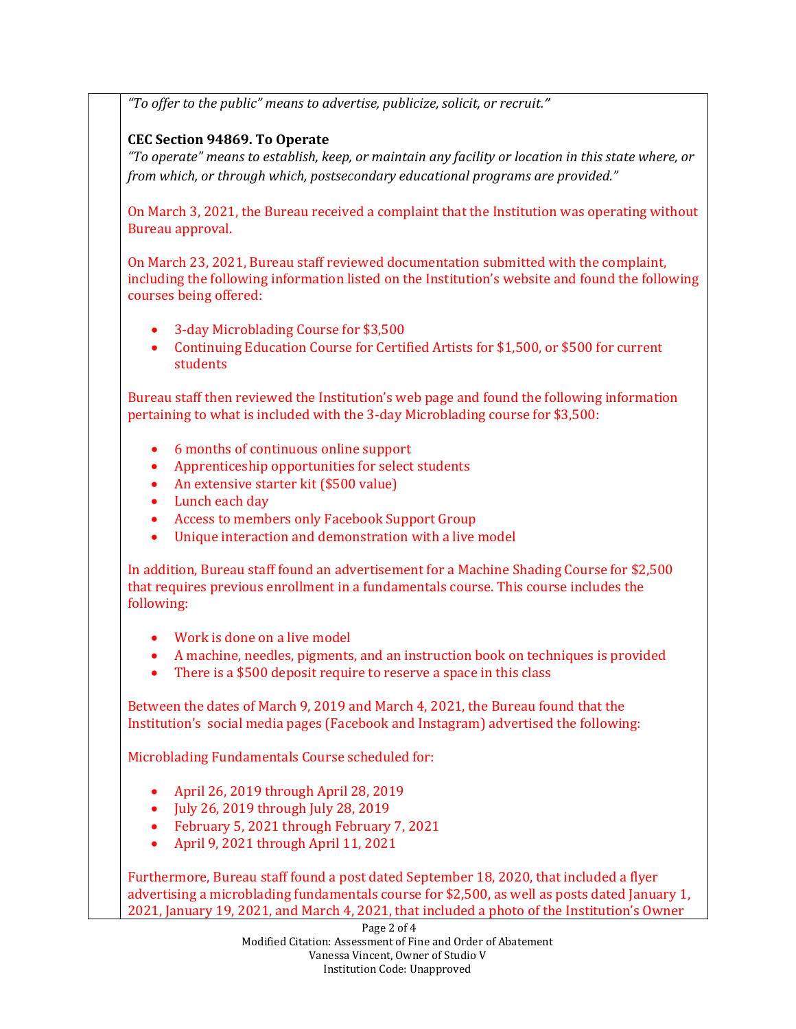*"To offer to the public" means to advertise, publicize, solicit, or recruit."*

**CEC Section 94869. To Operate**

*"To operate" means to establish, keep, or maintain any facility or location in this state where, or from which, or through which, postsecondary educational programs are provided."*

On March 3, 2021, the Bureau received a complaint that the Institution was operating without Bureau approval.

On March 23, 2021, Bureau staff reviewed documentation submitted with the complaint, including the following information listed on the Institution's website and found the following courses being offered:

- 3-day Microblading Course for $3,500
- Continuing Education Course for Certified Artists for $1,500, or $500 for current students

Bureau staff then reviewed the Institution's web page and found the following information pertaining to what is included with the 3-day Microblading course for $3,500:

- 6 months of continuous online support
- Apprenticeship opportunities for select students
- An extensive starter kit ($500 value)
- Lunch each day
- Access to members only Facebook Support Group
- Unique interaction and demonstration with a live model

In addition, Bureau staff found an advertisement for a Machine Shading Course for $2,500 that requires previous enrollment in a fundamentals course. This course includes the following:

- Work is done on a live model
- A machine, needles, pigments, and an instruction book on techniques is provided
- There is a $500 deposit require to reserve a space in this class

Between the dates of March 9, 2019 and March 4, 2021, the Bureau found that the Institution's social media pages (Facebook and Instagram) advertised the following:

Microblading Fundamentals Course scheduled for:

- April 26, 2019 through April 28, 2019
- July 26, 2019 through July 28, 2019
- February 5, 2021 through February 7, 2021
- April 9, 2021 through April 11, 2021

Furthermore, Bureau staff found a post dated September 18, 2020, that included a flyer advertising a microblading fundamentals course for $2,500, as well as posts dated January 1, 2021, January 19, 2021, and March 4, 2021, that included a photo of the Institution's Owner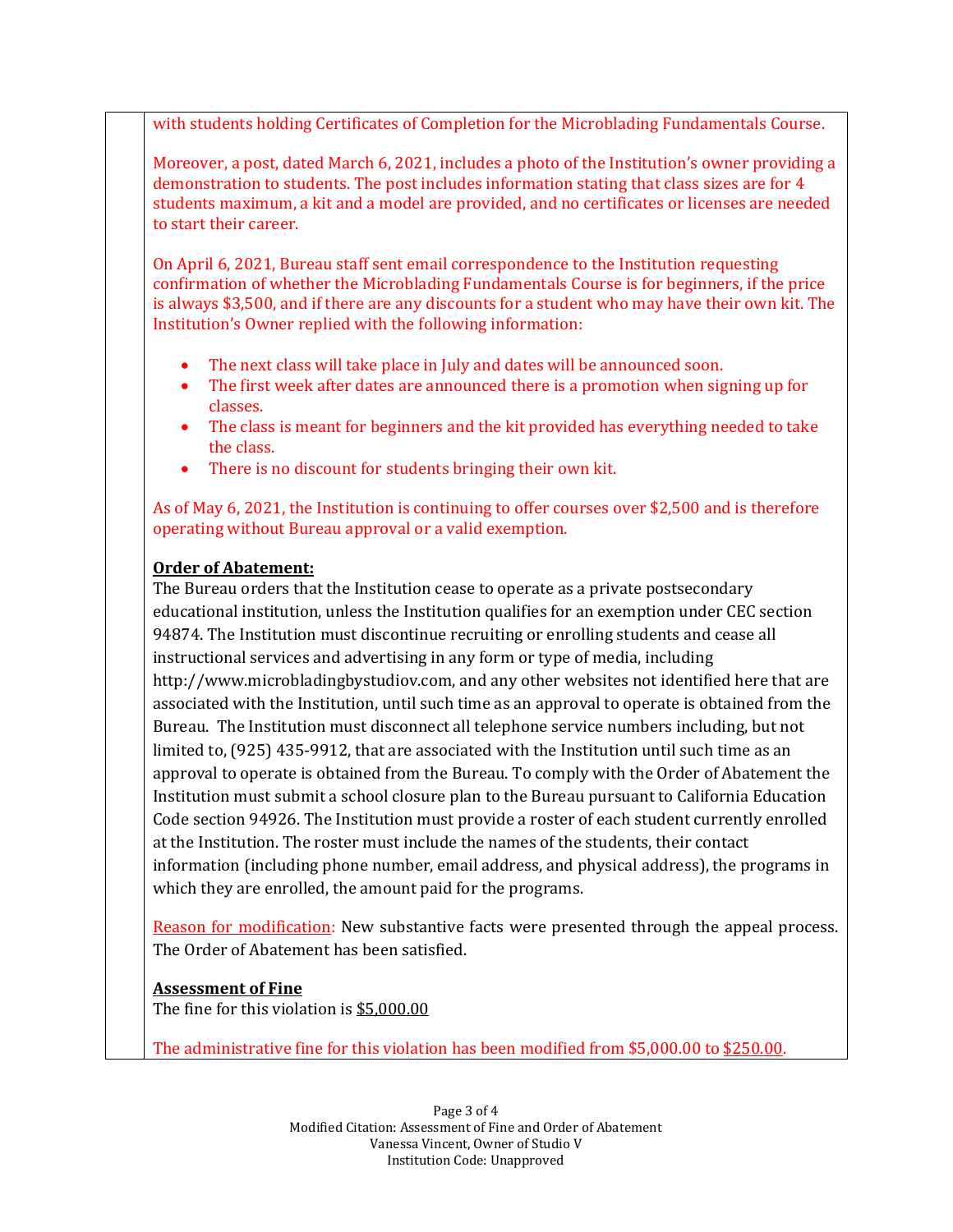with students holding Certificates of Completion for the Microblading Fundamentals Course.

Moreover, a post, dated March 6, 2021, includes a photo of the Institution's owner providing a demonstration to students. The post includes information stating that class sizes are for 4 students maximum, a kit and a model are provided, and no certificates or licenses are needed to start their career.

On April 6, 2021, Bureau staff sent email correspondence to the Institution requesting confirmation of whether the Microblading Fundamentals Course is for beginners, if the price is always $3,500, and if there are any discounts for a student who may have their own kit. The Institution's Owner replied with the following information:

- The next class will take place in July and dates will be announced soon.
- The first week after dates are announced there is a promotion when signing up for classes.
- The class is meant for beginners and the kit provided has everything needed to take the class.
- There is no discount for students bringing their own kit.

As of May 6, 2021, the Institution is continuing to offer courses over $2,500 and is therefore operating without Bureau approval or a valid exemption.

**Order of Abatement:**

The Bureau orders that the Institution cease to operate as a private postsecondary educational institution, unless the Institution qualifies for an exemption under CEC section 94874. The Institution must discontinue recruiting or enrolling students and cease all instructional services and advertising in any form or type of media, including http://www.microbladingbystudiov.com, and any other websites not identified here that are associated with the Institution, until such time as an approval to operate is obtained from the Bureau. The Institution must disconnect all telephone service numbers including, but not limited to, (925) 435-9912, that are associated with the Institution until such time as an approval to operate is obtained from the Bureau. To comply with the Order of Abatement the Institution must submit a school closure plan to the Bureau pursuant to California Education Code section 94926. The Institution must provide a roster of each student currently enrolled at the Institution. The roster must include the names of the students, their contact information (including phone number, email address, and physical address), the programs in which they are enrolled, the amount paid for the programs.

Reason for modification: New substantive facts were presented through the appeal process. The Order of Abatement has been satisfied.

**Assessment of Fine**

The fine for this violation is $5,000.00

The administrative fine for this violation has been modified from $5,000.00 to $250.00.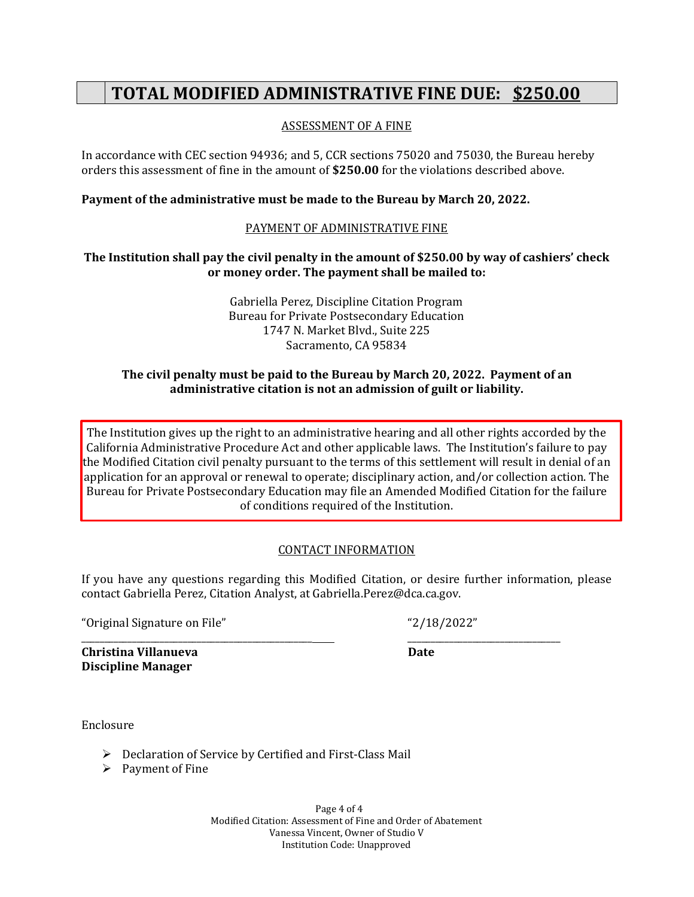# TOTAL MODIFIED ADMINISTRATIVE FINE DUE: $250.00

## ASSESSMENT OF A FINE

In accordance with CEC section 94936; and 5, CCR sections 75020 and 75030, the Bureau hereby orders this assessment of fine in the amount of **$250.00** for the violations described above.

**Payment of the administrative must be made to the Bureau by March 20, 2022.**

## PAYMENT OF ADMINISTRATIVE FINE

**The Institution shall pay the civil penalty in the amount of $250.00 by way of cashiers' check or money order. The payment shall be mailed to:**

Gabriella Perez, Discipline Citation Program
Bureau for Private Postsecondary Education
1747 N. Market Blvd., Suite 225
Sacramento, CA 95834

**The civil penalty must be paid to the Bureau by March 20, 2022. Payment of an administrative citation is not an admission of guilt or liability.**

The Institution gives up the right to an administrative hearing and all other rights accorded by the California Administrative Procedure Act and other applicable laws. The Institution's failure to pay the Modified Citation civil penalty pursuant to the terms of this settlement will result in denial of an application for an approval or renewal to operate; disciplinary action, and/or collection action. The Bureau for Private Postsecondary Education may file an Amended Modified Citation for the failure of conditions required of the Institution.

## CONTACT INFORMATION

If you have any questions regarding this Modified Citation, or desire further information, please contact Gabriella Perez, Citation Analyst, at Gabriella.Perez@dca.ca.gov.

"Original Signature on File"
**Christina Villanueva**
**Discipline Manager**

"2/18/2022"
**Date**

Enclosure

- Declaration of Service by Certified and First-Class Mail
- Payment of Fine